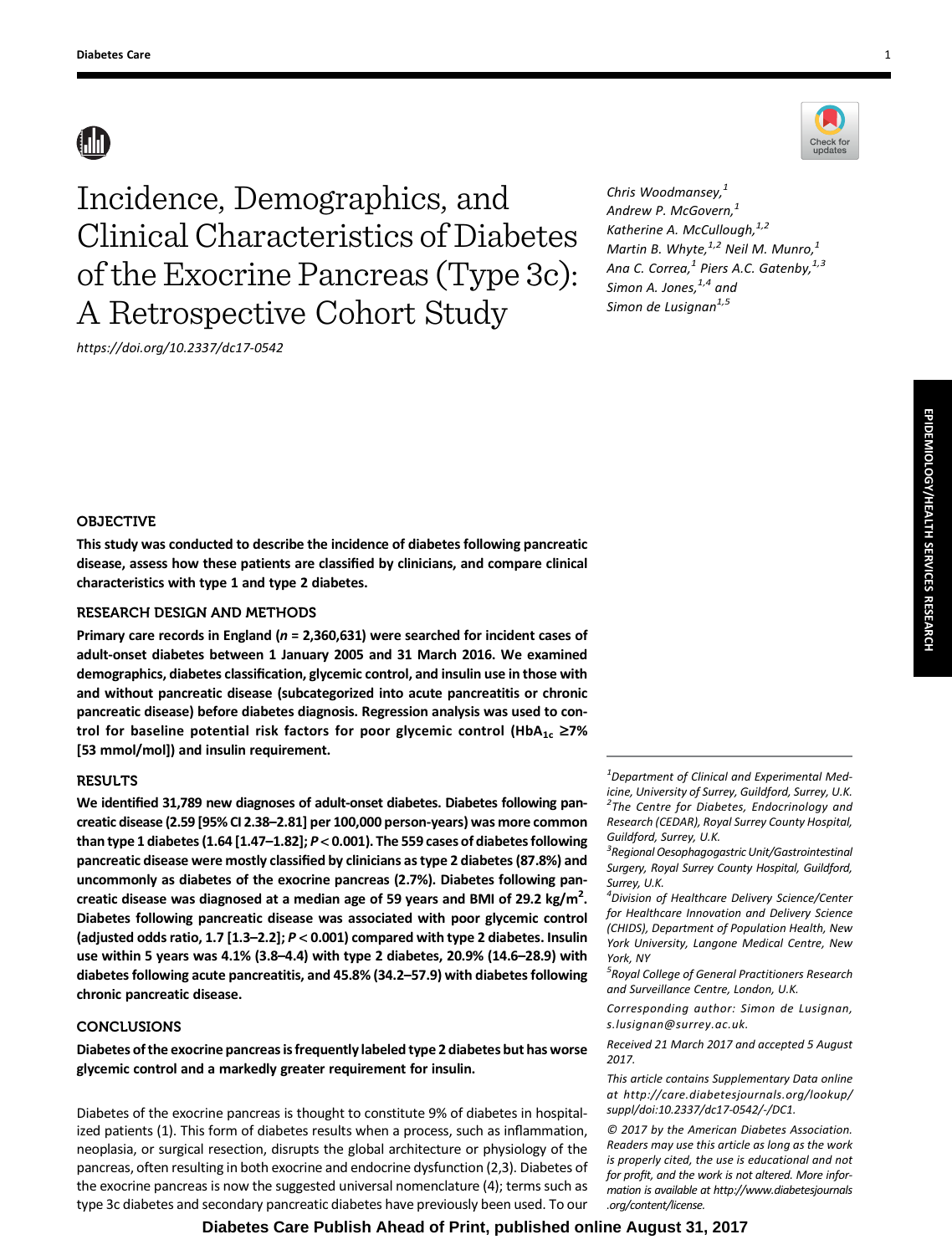# Incidence, Demographics, and Clinical Characteristics of Diabetes of the Exocrine Pancreas (Type 3c): A Retrospective Cohort Study

https://doi.org/10.2337/dc17-0542

*Chris Woodmansey,[1] Andrew P. McGovern,[1] Katherine A. McCullough,[1,2] Martin B. Whyte,[1,2] Neil M. Munro,[1] Ana C. Correa,[1] Piers A.C. Gatenby,[1,3] Simon A. Jones,[1,4] and Simon de Lusignan[1,5]*

## OBJECTIVE

**This study was conducted to describe the incidence of diabetes following pancreatic disease, assess how these patients are classified by clinicians, and compare clinical characteristics with type 1 and type 2 diabetes.**

## RESEARCH DESIGN AND METHODS

**Primary care records in England (*n* = 2,360,631) were searched for incident cases of adult-onset diabetes between 1 January 2005 and 31 March 2016. We examined demographics, diabetes classification, glycemic control, and insulin use in those with and without pancreatic disease (subcategorized into acute pancreatitis or chronic pancreatic disease) before diabetes diagnosis. Regression analysis was used to control for baseline potential risk factors for poor glycemic control ($HbA_{1c}$ ≥7% [53 mmol/mol]) and insulin requirement.**

## RESULTS

**We identified 31,789 new diagnoses of adult-onset diabetes. Diabetes following pancreatic disease (2.59 [95% CI 2.38–2.81] per 100,000 person-years) was more common than type 1 diabetes (1.64 [1.47–1.82]; $P < 0.001$). The 559 cases of diabetes following pancreatic disease were mostly classified by clinicians as type 2 diabetes (87.8%) and uncommonly as diabetes of the exocrine pancreas (2.7%). Diabetes following pancreatic disease was diagnosed at a median age of 59 years and BMI of 29.2 kg/m$^2$. Diabetes following pancreatic disease was associated with poor glycemic control (adjusted odds ratio, 1.7 [1.3–2.2]; $P < 0.001$) compared with type 2 diabetes. Insulin use within 5 years was 4.1% (3.8–4.4) with type 2 diabetes, 20.9% (14.6–28.9) with diabetes following acute pancreatitis, and 45.8% (34.2–57.9) with diabetes following chronic pancreatic disease.**

## CONCLUSIONS

**Diabetes of the exocrine pancreas is frequently labeled type 2 diabetes but has worse glycemic control and a markedly greater requirement for insulin.**

Diabetes of the exocrine pancreas is thought to constitute 9% of diabetes in hospitalized patients (1). This form of diabetes results when a process, such as inflammation, neoplasia, or surgical resection, disrupts the global architecture or physiology of the pancreas, often resulting in both exocrine and endocrine dysfunction (2,3). Diabetes of the exocrine pancreas is now the suggested universal nomenclature (4); terms such as type 3c diabetes and secondary pancreatic diabetes have previously been used. To our

[1]Department of Clinical and Experimental Medicine, University of Surrey, Guildford, Surrey, U.K.
[2]The Centre for Diabetes, Endocrinology and Research (CEDAR), Royal Surrey County Hospital, Guildford, Surrey, U.K.
[3]Regional Oesophagogastric Unit/Gastrointestinal Surgery, Royal Surrey County Hospital, Guildford, Surrey, U.K.
[4]Division of Healthcare Delivery Science/Center for Healthcare Innovation and Delivery Science (CHIDS), Department of Population Health, New York University, Langone Medical Centre, New York, NY
[5]Royal College of General Practitioners Research and Surveillance Centre, London, U.K.

Corresponding author: Simon de Lusignan, s.lusignan@surrey.ac.uk.

Received 21 March 2017 and accepted 5 August 2017.

This article contains Supplementary Data online at http://care.diabetesjournals.org/lookup/suppl/doi:10.2337/dc17-0542/-/DC1.

© 2017 by the American Diabetes Association. Readers may use this article as long as the work is properly cited, the use is educational and not for profit, and the work is not altered. More information is available at http://www.diabetesjournals.org/content/license.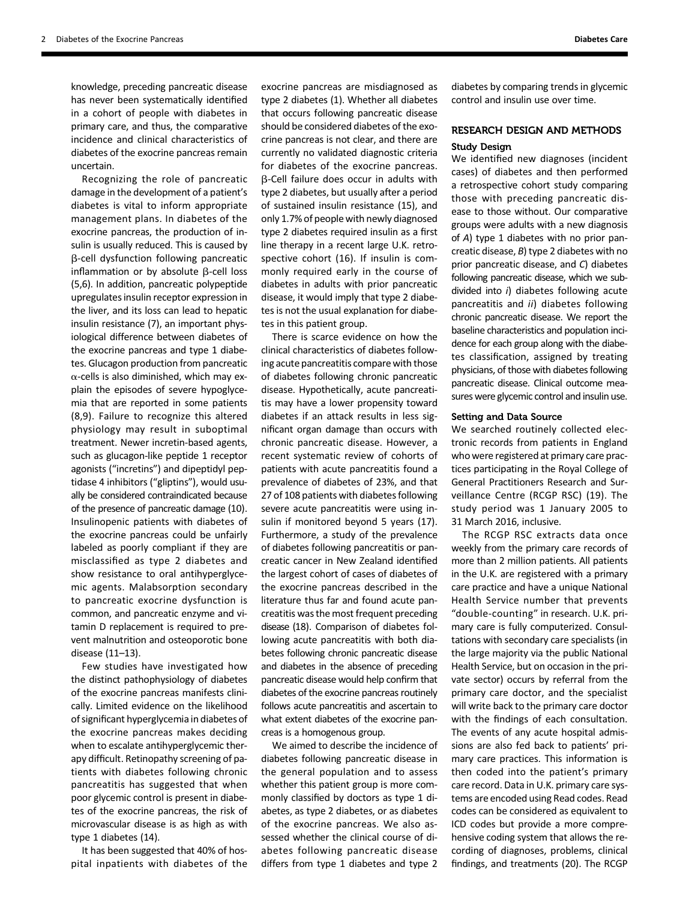knowledge, preceding pancreatic disease has never been systematically identified in a cohort of people with diabetes in primary care, and thus, the comparative incidence and clinical characteristics of diabetes of the exocrine pancreas remain uncertain.

Recognizing the role of pancreatic damage in the development of a patient's diabetes is vital to inform appropriate management plans. In diabetes of the exocrine pancreas, the production of insulin is usually reduced. This is caused by β-cell dysfunction following pancreatic inflammation or by absolute β-cell loss (5,6). In addition, pancreatic polypeptide upregulates insulin receptor expression in the liver, and its loss can lead to hepatic insulin resistance (7), an important physiological difference between diabetes of the exocrine pancreas and type 1 diabetes. Glucagon production from pancreatic α-cells is also diminished, which may explain the episodes of severe hypoglycemia that are reported in some patients (8,9). Failure to recognize this altered physiology may result in suboptimal treatment. Newer incretin-based agents, such as glucagon-like peptide 1 receptor agonists ("incretins") and dipeptidyl peptidase 4 inhibitors ("gliptins"), would usually be considered contraindicated because of the presence of pancreatic damage (10). Insulinopenic patients with diabetes of the exocrine pancreas could be unfairly labeled as poorly compliant if they are misclassified as type 2 diabetes and show resistance to oral antihyperglycemic agents. Malabsorption secondary to pancreatic exocrine dysfunction is common, and pancreatic enzyme and vitamin D replacement is required to prevent malnutrition and osteoporotic bone disease (11–13).

Few studies have investigated how the distinct pathophysiology of diabetes of the exocrine pancreas manifests clinically. Limited evidence on the likelihood of significant hyperglycemia in diabetes of the exocrine pancreas makes deciding when to escalate antihyperglycemic therapy difficult. Retinopathy screening of patients with diabetes following chronic pancreatitis has suggested that when poor glycemic control is present in diabetes of the exocrine pancreas, the risk of microvascular disease is as high as with type 1 diabetes (14).

It has been suggested that 40% of hospital inpatients with diabetes of the exocrine pancreas are misdiagnosed as type 2 diabetes (1). Whether all diabetes that occurs following pancreatic disease should be considered diabetes of the exocrine pancreas is not clear, and there are currently no validated diagnostic criteria for diabetes of the exocrine pancreas. β-Cell failure does occur in adults with type 2 diabetes, but usually after a period of sustained insulin resistance (15), and only 1.7% of people with newly diagnosed type 2 diabetes required insulin as a first line therapy in a recent large U.K. retrospective cohort (16). If insulin is commonly required early in the course of diabetes in adults with prior pancreatic disease, it would imply that type 2 diabetes is not the usual explanation for diabetes in this patient group.

There is scarce evidence on how the clinical characteristics of diabetes following acute pancreatitis compare with those of diabetes following chronic pancreatic disease. Hypothetically, acute pancreatitis may have a lower propensity toward diabetes if an attack results in less significant organ damage than occurs with chronic pancreatic disease. However, a recent systematic review of cohorts of patients with acute pancreatitis found a prevalence of diabetes of 23%, and that 27 of 108 patients with diabetes following severe acute pancreatitis were using insulin if monitored beyond 5 years (17). Furthermore, a study of the prevalence of diabetes following pancreatitis or pancreatic cancer in New Zealand identified the largest cohort of cases of diabetes of the exocrine pancreas described in the literature thus far and found acute pancreatitis was the most frequent preceding disease (18). Comparison of diabetes following acute pancreatitis with both diabetes following chronic pancreatic disease and diabetes in the absence of preceding pancreatic disease would help confirm that diabetes of the exocrine pancreas routinely follows acute pancreatitis and ascertain to what extent diabetes of the exocrine pancreas is a homogenous group.

We aimed to describe the incidence of diabetes following pancreatic disease in the general population and to assess whether this patient group is more commonly classified by doctors as type 1 diabetes, as type 2 diabetes, or as diabetes of the exocrine pancreas. We also assessed whether the clinical course of diabetes following pancreatic disease differs from type 1 diabetes and type 2 diabetes by comparing trends in glycemic control and insulin use over time.

## RESEARCH DESIGN AND METHODS

### Study Design

We identified new diagnoses (incident cases) of diabetes and then performed a retrospective cohort study comparing those with preceding pancreatic disease to those without. Our comparative groups were adults with a new diagnosis of *A*) type 1 diabetes with no prior pancreatic disease, *B*) type 2 diabetes with no prior pancreatic disease, and *C*) diabetes following pancreatic disease, which we subdivided into *i*) diabetes following acute pancreatitis and *ii*) diabetes following chronic pancreatic disease. We report the baseline characteristics and population incidence for each group along with the diabetes classification, assigned by treating physicians, of those with diabetes following pancreatic disease. Clinical outcome measures were glycemic control and insulin use.

### Setting and Data Source

We searched routinely collected electronic records from patients in England who were registered at primary care practices participating in the Royal College of General Practitioners Research and Surveillance Centre (RCGP RSC) (19). The study period was 1 January 2005 to 31 March 2016, inclusive.

The RCGP RSC extracts data once weekly from the primary care records of more than 2 million patients. All patients in the U.K. are registered with a primary care practice and have a unique National Health Service number that prevents "double-counting" in research. U.K. primary care is fully computerized. Consultations with secondary care specialists (in the large majority via the public National Health Service, but on occasion in the private sector) occurs by referral from the primary care doctor, and the specialist will write back to the primary care doctor with the findings of each consultation. The events of any acute hospital admissions are also fed back to patients' primary care practices. This information is then coded into the patient's primary care record. Data in U.K. primary care systems are encoded using Read codes. Read codes can be considered as equivalent to ICD codes but provide a more comprehensive coding system that allows the recording of diagnoses, problems, clinical findings, and treatments (20). The RCGP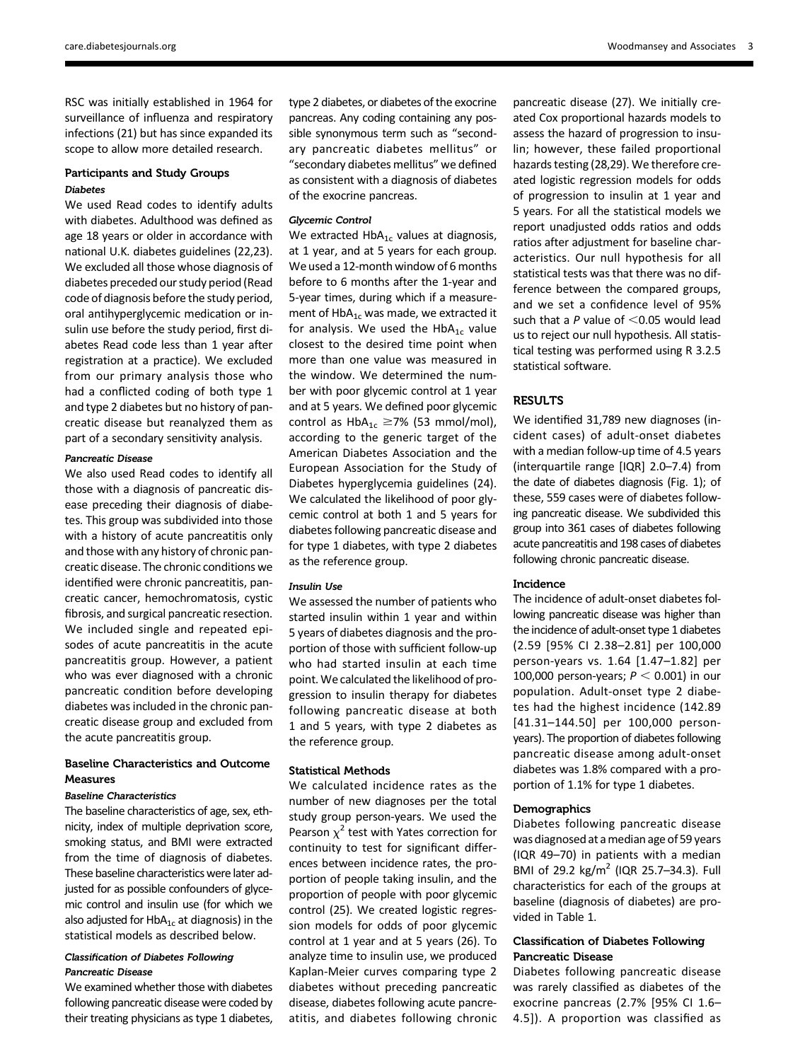RSC was initially established in 1964 for surveillance of influenza and respiratory infections (21) but has since expanded its scope to allow more detailed research.

### Participants and Study Groups

#### *Diabetes*

We used Read codes to identify adults with diabetes. Adulthood was defined as age 18 years or older in accordance with national U.K. diabetes guidelines (22,23). We excluded all those whose diagnosis of diabetes preceded our study period (Read code of diagnosis before the study period, oral antihyperglycemic medication or insulin use before the study period, first diabetes Read code less than 1 year after registration at a practice). We excluded from our primary analysis those who had a conflicted coding of both type 1 and type 2 diabetes but no history of pancreatic disease but reanalyzed them as part of a secondary sensitivity analysis.

#### *Pancreatic Disease*

We also used Read codes to identify all those with a diagnosis of pancreatic disease preceding their diagnosis of diabetes. This group was subdivided into those with a history of acute pancreatitis only and those with any history of chronic pancreatic disease. The chronic conditions we identified were chronic pancreatitis, pancreatic cancer, hemochromatosis, cystic fibrosis, and surgical pancreatic resection. We included single and repeated episodes of acute pancreatitis in the acute pancreatitis group. However, a patient who was ever diagnosed with a chronic pancreatic condition before developing diabetes was included in the chronic pancreatic disease group and excluded from the acute pancreatitis group.

### Baseline Characteristics and Outcome Measures

#### *Baseline Characteristics*

The baseline characteristics of age, sex, ethnicity, index of multiple deprivation score, smoking status, and BMI were extracted from the time of diagnosis of diabetes. These baseline characteristics were later adjusted for as possible confounders of glycemic control and insulin use (for which we also adjusted for $HbA_{1c}$ at diagnosis) in the statistical models as described below.

#### *Classification of Diabetes Following Pancreatic Disease*

We examined whether those with diabetes following pancreatic disease were coded by their treating physicians as type 1 diabetes, type 2 diabetes, or diabetes of the exocrine pancreas. Any coding containing any possible synonymous term such as "secondary pancreatic diabetes mellitus" or "secondary diabetes mellitus" we defined as consistent with a diagnosis of diabetes of the exocrine pancreas.

#### *Glycemic Control*

We extracted $HbA_{1c}$ values at diagnosis, at 1 year, and at 5 years for each group. We used a 12-month window of 6 months before to 6 months after the 1-year and 5-year times, during which if a measurement of $HbA_{1c}$ was made, we extracted it for analysis. We used the $HbA_{1c}$ value closest to the desired time point when more than one value was measured in the window. We determined the number with poor glycemic control at 1 year and at 5 years. We defined poor glycemic control as $HbA_{1c} \geq 7\%$ (53 mmol/mol), according to the generic target of the American Diabetes Association and the European Association for the Study of Diabetes hyperglycemia guidelines (24). We calculated the likelihood of poor glycemic control at both 1 and 5 years for diabetes following pancreatic disease and for type 1 diabetes, with type 2 diabetes as the reference group.

#### *Insulin Use*

We assessed the number of patients who started insulin within 1 year and within 5 years of diabetes diagnosis and the proportion of those with sufficient follow-up who had started insulin at each time point. We calculated the likelihood of progression to insulin therapy for diabetes following pancreatic disease at both 1 and 5 years, with type 2 diabetes as the reference group.

### Statistical Methods

We calculated incidence rates as the number of new diagnoses per the total study group person-years. We used the Pearson $\chi^2$ test with Yates correction for continuity to test for significant differences between incidence rates, the proportion of people taking insulin, and the proportion of people with poor glycemic control (25). We created logistic regression models for odds of poor glycemic control at 1 year and at 5 years (26). To analyze time to insulin use, we produced Kaplan-Meier curves comparing type 2 diabetes without preceding pancreatic disease, diabetes following acute pancreatitis, and diabetes following chronic pancreatic disease (27). We initially created Cox proportional hazards models to assess the hazard of progression to insulin; however, these failed proportional hazards testing (28,29). We therefore created logistic regression models for odds of progression to insulin at 1 year and 5 years. For all the statistical models we report unadjusted odds ratios and odds ratios after adjustment for baseline characteristics. Our null hypothesis for all statistical tests was that there was no difference between the compared groups, and we set a confidence level of 95% such that a $P$ value of $<0.05$ would lead us to reject our null hypothesis. All statistical testing was performed using R 3.2.5 statistical software.

## RESULTS

We identified 31,789 new diagnoses (incident cases) of adult-onset diabetes with a median follow-up time of 4.5 years (interquartile range [IQR] 2.0–7.4) from the date of diabetes diagnosis (Fig. 1); of these, 559 cases were of diabetes following pancreatic disease. We subdivided this group into 361 cases of diabetes following acute pancreatitis and 198 cases of diabetes following chronic pancreatic disease.

### Incidence

The incidence of adult-onset diabetes following pancreatic disease was higher than the incidence of adult-onset type 1 diabetes (2.59 [95% CI 2.38–2.81] per 100,000 person-years vs. 1.64 [1.47–1.82] per 100,000 person-years; $P < 0.001$) in our population. Adult-onset type 2 diabetes had the highest incidence (142.89 [41.31–144.50] per 100,000 person-years). The proportion of diabetes following pancreatic disease among adult-onset diabetes was 1.8% compared with a proportion of 1.1% for type 1 diabetes.

### Demographics

Diabetes following pancreatic disease was diagnosed at a median age of 59 years (IQR 49–70) in patients with a median BMI of 29.2 $kg/m^2$ (IQR 25.7–34.3). Full characteristics for each of the groups at baseline (diagnosis of diabetes) are provided in Table 1.

### Classification of Diabetes Following Pancreatic Disease

Diabetes following pancreatic disease was rarely classified as diabetes of the exocrine pancreas (2.7% [95% CI 1.6–4.5]). A proportion was classified as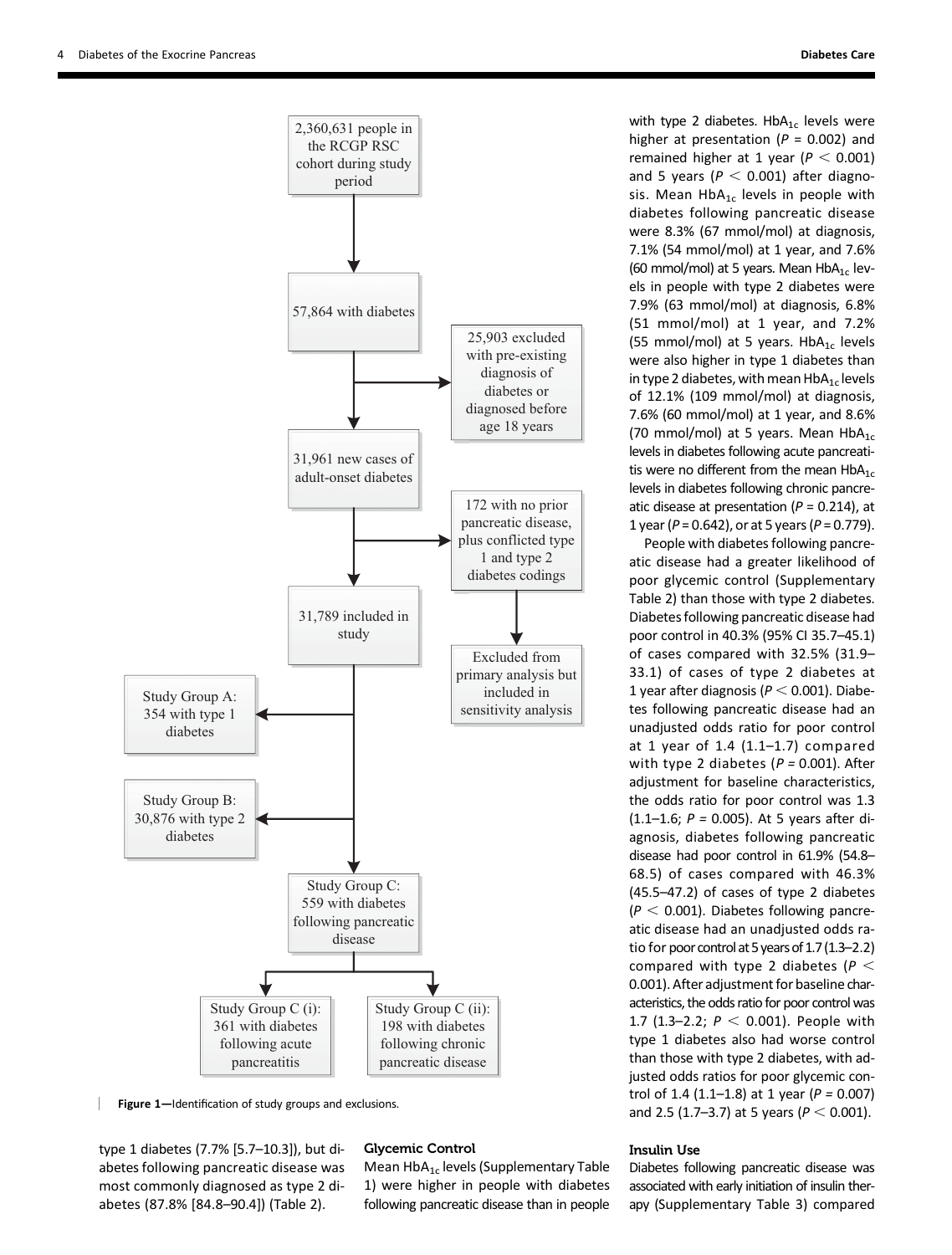2,360,631 people in the RCGP RSC cohort during study period

→ 57,864 with diabetes

→ 25,903 excluded with pre-existing diagnosis of diabetes or diagnosed before age 18 years

→ 31,961 new cases of adult-onset diabetes

→ 172 with no prior pancreatic disease, plus conflicted type 1 and type 2 diabetes codings → Excluded from primary analysis but included in sensitivity analysis

→ 31,789 included in study

- Study Group A: 354 with type 1 diabetes
- Study Group B: 30,876 with type 2 diabetes
- Study Group C: 559 with diabetes following pancreatic disease
  - Study Group C (i): 361 with diabetes following acute pancreatitis
  - Study Group C (ii): 198 with diabetes following chronic pancreatic disease

**Figure 1**—Identification of study groups and exclusions.

type 1 diabetes (7.7% [5.7–10.3]), but diabetes following pancreatic disease was most commonly diagnosed as type 2 diabetes (87.8% [84.8–90.4]) (Table 2).

## Glycemic Control

Mean $HbA_{1c}$ levels (Supplementary Table 1) were higher in people with diabetes following pancreatic disease than in people with type 2 diabetes. $HbA_{1c}$ levels were higher at presentation ($P = 0.002$) and remained higher at 1 year ($P < 0.001$) and 5 years ($P < 0.001$) after diagnosis. Mean $HbA_{1c}$ levels in people with diabetes following pancreatic disease were 8.3% (67 mmol/mol) at diagnosis, 7.1% (54 mmol/mol) at 1 year, and 7.6% (60 mmol/mol) at 5 years. Mean $HbA_{1c}$ levels in people with type 2 diabetes were 7.9% (63 mmol/mol) at diagnosis, 6.8% (51 mmol/mol) at 1 year, and 7.2% (55 mmol/mol) at 5 years. $HbA_{1c}$ levels were also higher in type 1 diabetes than in type 2 diabetes, with mean $HbA_{1c}$ levels of 12.1% (109 mmol/mol) at diagnosis, 7.6% (60 mmol/mol) at 1 year, and 8.6% (70 mmol/mol) at 5 years. Mean $HbA_{1c}$ levels in diabetes following acute pancreatitis were no different from the mean $HbA_{1c}$ levels in diabetes following chronic pancreatic disease at presentation ($P = 0.214$), at 1 year ($P = 0.642$), or at 5 years ($P = 0.779$).

People with diabetes following pancreatic disease had a greater likelihood of poor glycemic control (Supplementary Table 2) than those with type 2 diabetes. Diabetes following pancreatic disease had poor control in 40.3% (95% CI 35.7–45.1) of cases compared with 32.5% (31.9–33.1) of cases of type 2 diabetes at 1 year after diagnosis ($P < 0.001$). Diabetes following pancreatic disease had an unadjusted odds ratio for poor control at 1 year of 1.4 (1.1–1.7) compared with type 2 diabetes ($P = 0.001$). After adjustment for baseline characteristics, the odds ratio for poor control was 1.3 (1.1–1.6; $P = 0.005$). At 5 years after diagnosis, diabetes following pancreatic disease had poor control in 61.9% (54.8–68.5) of cases compared with 46.3% (45.5–47.2) of cases of type 2 diabetes ($P < 0.001$). Diabetes following pancreatic disease had an unadjusted odds ratio for poor control at 5 years of 1.7 (1.3–2.2) compared with type 2 diabetes ($P < 0.001$). After adjustment for baseline characteristics, the odds ratio for poor control was 1.7 (1.3–2.2; $P < 0.001$). People with type 1 diabetes also had worse control than those with type 2 diabetes, with adjusted odds ratios for poor glycemic control of 1.4 (1.1–1.8) at 1 year ($P = 0.007$) and 2.5 (1.7–3.7) at 5 years ($P < 0.001$).

## Insulin Use

Diabetes following pancreatic disease was associated with early initiation of insulin therapy (Supplementary Table 3) compared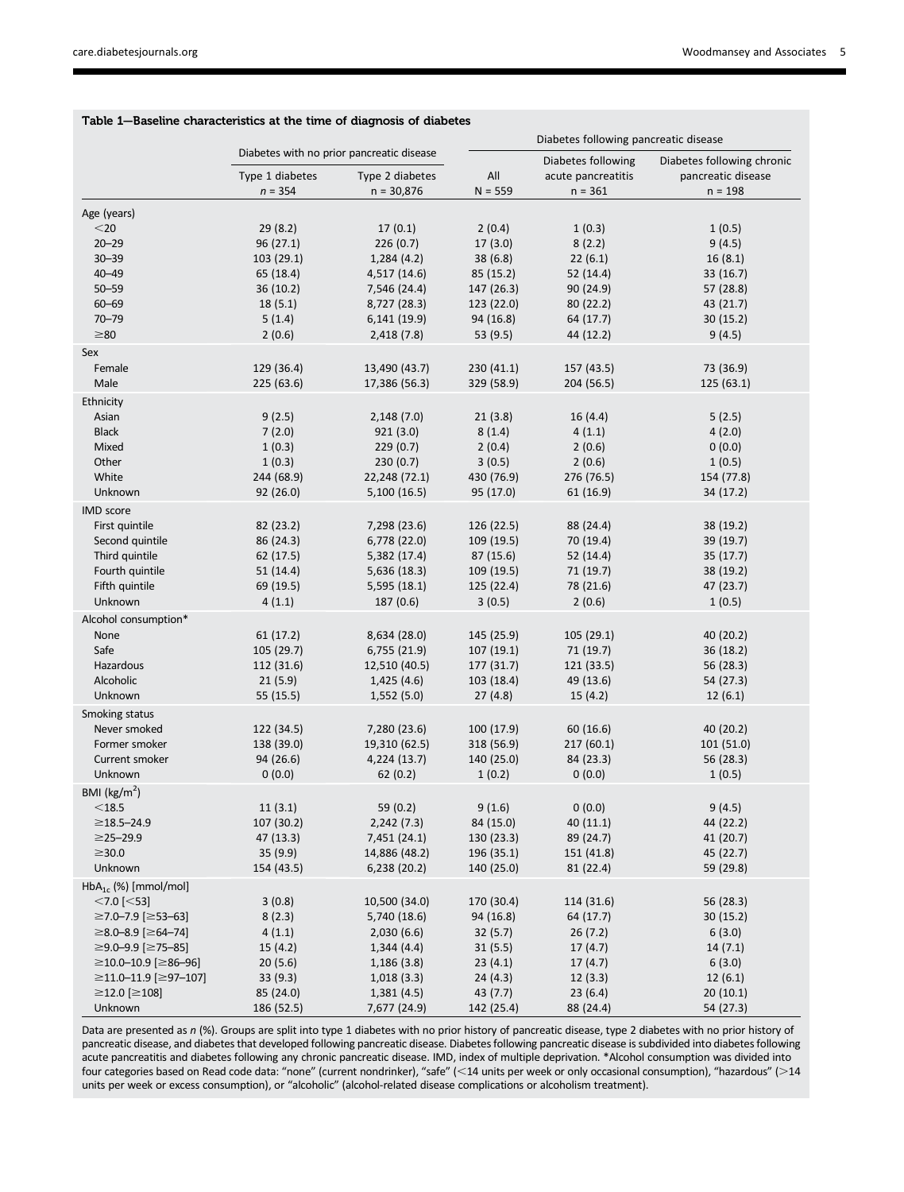**Table 1—Baseline characteristics at the time of diagnosis of diabetes**

| | Diabetes with no prior pancreatic disease | | Diabetes following pancreatic disease | | |
|---|---|---|---|---|---|
| | Type 1 diabetes *n* = 354 | Type 2 diabetes n = 30,876 | All N = 559 | Diabetes following acute pancreatitis n = 361 | Diabetes following chronic pancreatic disease n = 198 |
| **Age (years)** | | | | | |
| <20 | 29 (8.2) | 17 (0.1) | 2 (0.4) | 1 (0.3) | 1 (0.5) |
| 20–29 | 96 (27.1) | 226 (0.7) | 17 (3.0) | 8 (2.2) | 9 (4.5) |
| 30–39 | 103 (29.1) | 1,284 (4.2) | 38 (6.8) | 22 (6.1) | 16 (8.1) |
| 40–49 | 65 (18.4) | 4,517 (14.6) | 85 (15.2) | 52 (14.4) | 33 (16.7) |
| 50–59 | 36 (10.2) | 7,546 (24.4) | 147 (26.3) | 90 (24.9) | 57 (28.8) |
| 60–69 | 18 (5.1) | 8,727 (28.3) | 123 (22.0) | 80 (22.2) | 43 (21.7) |
| 70–79 | 5 (1.4) | 6,141 (19.9) | 94 (16.8) | 64 (17.7) | 30 (15.2) |
| ≥80 | 2 (0.6) | 2,418 (7.8) | 53 (9.5) | 44 (12.2) | 9 (4.5) |
| **Sex** | | | | | |
| Female | 129 (36.4) | 13,490 (43.7) | 230 (41.1) | 157 (43.5) | 73 (36.9) |
| Male | 225 (63.6) | 17,386 (56.3) | 329 (58.9) | 204 (56.5) | 125 (63.1) |
| **Ethnicity** | | | | | |
| Asian | 9 (2.5) | 2,148 (7.0) | 21 (3.8) | 16 (4.4) | 5 (2.5) |
| Black | 7 (2.0) | 921 (3.0) | 8 (1.4) | 4 (1.1) | 4 (2.0) |
| Mixed | 1 (0.3) | 229 (0.7) | 2 (0.4) | 2 (0.6) | 0 (0.0) |
| Other | 1 (0.3) | 230 (0.7) | 3 (0.5) | 2 (0.6) | 1 (0.5) |
| White | 244 (68.9) | 22,248 (72.1) | 430 (76.9) | 276 (76.5) | 154 (77.8) |
| Unknown | 92 (26.0) | 5,100 (16.5) | 95 (17.0) | 61 (16.9) | 34 (17.2) |
| **IMD score** | | | | | |
| First quintile | 82 (23.2) | 7,298 (23.6) | 126 (22.5) | 88 (24.4) | 38 (19.2) |
| Second quintile | 86 (24.3) | 6,778 (22.0) | 109 (19.5) | 70 (19.4) | 39 (19.7) |
| Third quintile | 62 (17.5) | 5,382 (17.4) | 87 (15.6) | 52 (14.4) | 35 (17.7) |
| Fourth quintile | 51 (14.4) | 5,636 (18.3) | 109 (19.5) | 71 (19.7) | 38 (19.2) |
| Fifth quintile | 69 (19.5) | 5,595 (18.1) | 125 (22.4) | 78 (21.6) | 47 (23.7) |
| Unknown | 4 (1.1) | 187 (0.6) | 3 (0.5) | 2 (0.6) | 1 (0.5) |
| **Alcohol consumption*** | | | | | |
| None | 61 (17.2) | 8,634 (28.0) | 145 (25.9) | 105 (29.1) | 40 (20.2) |
| Safe | 105 (29.7) | 6,755 (21.9) | 107 (19.1) | 71 (19.7) | 36 (18.2) |
| Hazardous | 112 (31.6) | 12,510 (40.5) | 177 (31.7) | 121 (33.5) | 56 (28.3) |
| Alcoholic | 21 (5.9) | 1,425 (4.6) | 103 (18.4) | 49 (13.6) | 54 (27.3) |
| Unknown | 55 (15.5) | 1,552 (5.0) | 27 (4.8) | 15 (4.2) | 12 (6.1) |
| **Smoking status** | | | | | |
| Never smoked | 122 (34.5) | 7,280 (23.6) | 100 (17.9) | 60 (16.6) | 40 (20.2) |
| Former smoker | 138 (39.0) | 19,310 (62.5) | 318 (56.9) | 217 (60.1) | 101 (51.0) |
| Current smoker | 94 (26.6) | 4,224 (13.7) | 140 (25.0) | 84 (23.3) | 56 (28.3) |
| Unknown | 0 (0.0) | 62 (0.2) | 1 (0.2) | 0 (0.0) | 1 (0.5) |
| **BMI (kg/m$^2$)** | | | | | |
| <18.5 | 11 (3.1) | 59 (0.2) | 9 (1.6) | 0 (0.0) | 9 (4.5) |
| ≥18.5–24.9 | 107 (30.2) | 2,242 (7.3) | 84 (15.0) | 40 (11.1) | 44 (22.2) |
| ≥25–29.9 | 47 (13.3) | 7,451 (24.1) | 130 (23.3) | 89 (24.7) | 41 (20.7) |
| ≥30.0 | 35 (9.9) | 14,886 (48.2) | 196 (35.1) | 151 (41.8) | 45 (22.7) |
| Unknown | 154 (43.5) | 6,238 (20.2) | 140 (25.0) | 81 (22.4) | 59 (29.8) |
| **HbA$_{1c}$ (%) [mmol/mol]** | | | | | |
| <7.0 [<53] | 3 (0.8) | 10,500 (34.0) | 170 (30.4) | 114 (31.6) | 56 (28.3) |
| ≥7.0–7.9 [≥53–63] | 8 (2.3) | 5,740 (18.6) | 94 (16.8) | 64 (17.7) | 30 (15.2) |
| ≥8.0–8.9 [≥64–74] | 4 (1.1) | 2,030 (6.6) | 32 (5.7) | 26 (7.2) | 6 (3.0) |
| ≥9.0–9.9 [≥75–85] | 15 (4.2) | 1,344 (4.4) | 31 (5.5) | 17 (4.7) | 14 (7.1) |
| ≥10.0–10.9 [≥86–96] | 20 (5.6) | 1,186 (3.8) | 23 (4.1) | 17 (4.7) | 6 (3.0) |
| ≥11.0–11.9 [≥97–107] | 33 (9.3) | 1,018 (3.3) | 24 (4.3) | 12 (3.3) | 12 (6.1) |
| ≥12.0 [≥108] | 85 (24.0) | 1,381 (4.5) | 43 (7.7) | 23 (6.4) | 20 (10.1) |
| Unknown | 186 (52.5) | 7,677 (24.9) | 142 (25.4) | 88 (24.4) | 54 (27.3) |

Data are presented as *n* (%). Groups are split into type 1 diabetes with no prior history of pancreatic disease, type 2 diabetes with no prior history of pancreatic disease, and diabetes that developed following pancreatic disease. Diabetes following pancreatic disease is subdivided into diabetes following acute pancreatitis and diabetes following any chronic pancreatic disease. IMD, index of multiple deprivation. *Alcohol consumption was divided into four categories based on Read code data: "none" (current nondrinker), "safe" (<14 units per week or only occasional consumption), "hazardous" (>14 units per week or excess consumption), or "alcoholic" (alcohol-related disease complications or alcoholism treatment).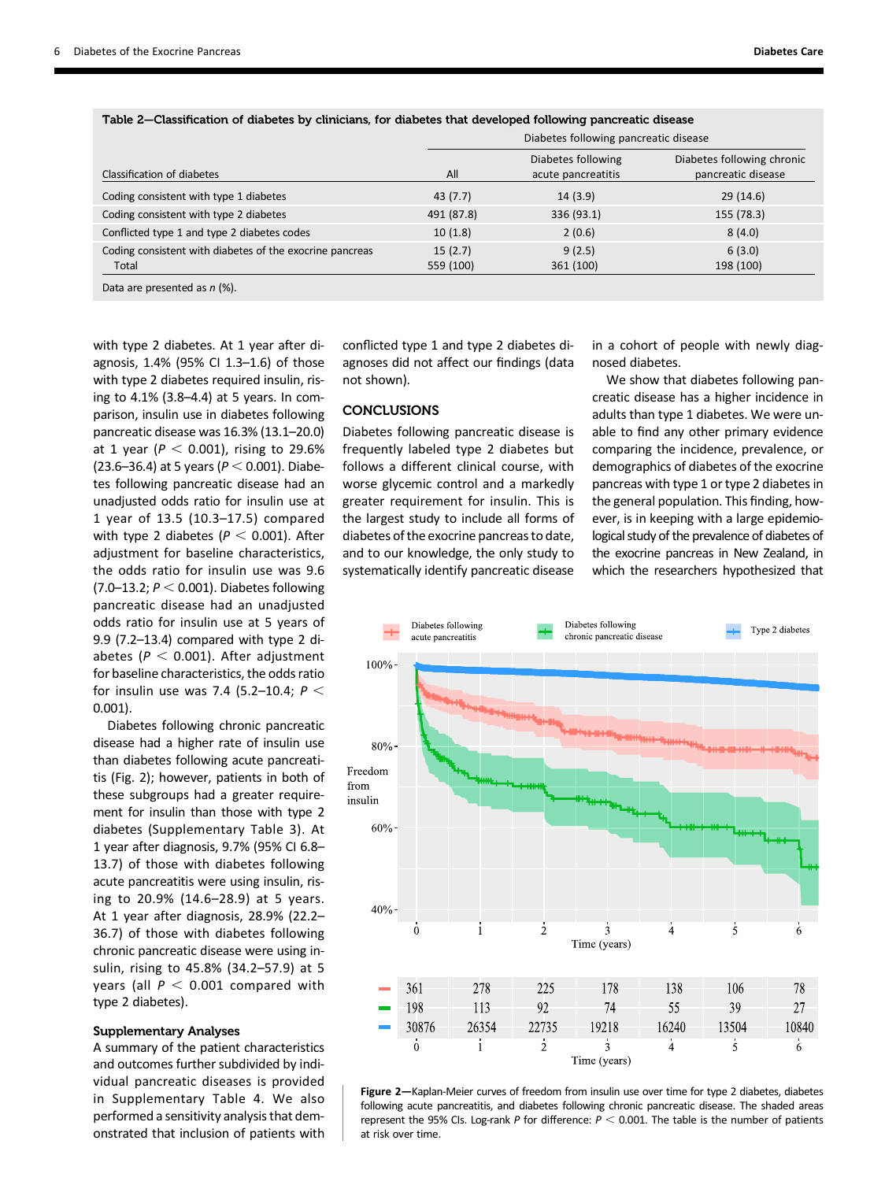Table 2—Classification of diabetes by clinicians, for diabetes that developed following pancreatic disease

| Classification of diabetes | Diabetes following pancreatic disease | | |
|---|---|---|---|
| | All | Diabetes following acute pancreatitis | Diabetes following chronic pancreatic disease |
| Coding consistent with type 1 diabetes | 43 (7.7) | 14 (3.9) | 29 (14.6) |
| Coding consistent with type 2 diabetes | 491 (87.8) | 336 (93.1) | 155 (78.3) |
| Conflicted type 1 and type 2 diabetes codes | 10 (1.8) | 2 (0.6) | 8 (4.0) |
| Coding consistent with diabetes of the exocrine pancreas | 15 (2.7) | 9 (2.5) | 6 (3.0) |
| Total | 559 (100) | 361 (100) | 198 (100) |

Data are presented as *n* (%).

with type 2 diabetes. At 1 year after diagnosis, 1.4% (95% CI 1.3–1.6) of those with type 2 diabetes required insulin, rising to 4.1% (3.8–4.4) at 5 years. In comparison, insulin use in diabetes following pancreatic disease was 16.3% (13.1–20.0) at 1 year ($P < 0.001$), rising to 29.6% (23.6–36.4) at 5 years ($P < 0.001$). Diabetes following pancreatic disease had an unadjusted odds ratio for insulin use at 1 year of 13.5 (10.3–17.5) compared with type 2 diabetes ($P < 0.001$). After adjustment for baseline characteristics, the odds ratio for insulin use was 9.6 (7.0–13.2; $P < 0.001$). Diabetes following pancreatic disease had an unadjusted odds ratio for insulin use at 5 years of 9.9 (7.2–13.4) compared with type 2 diabetes ($P < 0.001$). After adjustment for baseline characteristics, the odds ratio for insulin use was 7.4 (5.2–10.4; $P < 0.001$).

Diabetes following chronic pancreatic disease had a higher rate of insulin use than diabetes following acute pancreatitis (Fig. 2); however, patients in both of these subgroups had a greater requirement for insulin than those with type 2 diabetes (Supplementary Table 3). At 1 year after diagnosis, 9.7% (95% CI 6.8–13.7) of those with diabetes following acute pancreatitis were using insulin, rising to 20.9% (14.6–28.9) at 5 years. At 1 year after diagnosis, 28.9% (22.2–36.7) of those with diabetes following chronic pancreatic disease were using insulin, rising to 45.8% (34.2–57.9) at 5 years (all $P < 0.001$ compared with type 2 diabetes).

### Supplementary Analyses

A summary of the patient characteristics and outcomes further subdivided by individual pancreatic diseases is provided in Supplementary Table 4. We also performed a sensitivity analysis that demonstrated that inclusion of patients with conflicted type 1 and type 2 diabetes diagnoses did not affect our findings (data not shown).

## CONCLUSIONS

Diabetes following pancreatic disease is frequently labeled type 2 diabetes but follows a different clinical course, with worse glycemic control and a markedly greater requirement for insulin. This is the largest study to include all forms of diabetes of the exocrine pancreas to date, and to our knowledge, the only study to systematically identify pancreatic disease in a cohort of people with newly diagnosed diabetes.

We show that diabetes following pancreatic disease has a higher incidence in adults than type 1 diabetes. We were unable to find any other primary evidence comparing the incidence, prevalence, or demographics of diabetes of the exocrine pancreas with type 1 or type 2 diabetes in the general population. This finding, however, is in keeping with a large epidemiological study of the prevalence of diabetes of the exocrine pancreas in New Zealand, in which the researchers hypothesized that

| | 0 | 1 | 2 | 3 | 4 | 5 | 6 |
|---|---|---|---|---|---|---|---|
| Diabetes following acute pancreatitis | 361 | 278 | 225 | 178 | 138 | 106 | 78 |
| Diabetes following chronic pancreatic disease | 198 | 113 | 92 | 74 | 55 | 39 | 27 |
| Type 2 diabetes | 30876 | 26354 | 22735 | 19218 | 16240 | 13504 | 10840 |

Figure 2—Kaplan-Meier curves of freedom from insulin use over time for type 2 diabetes, diabetes following acute pancreatitis, and diabetes following chronic pancreatic disease. The shaded areas represent the 95% CIs. Log-rank $P$ for difference: $P < 0.001$. The table is the number of patients at risk over time.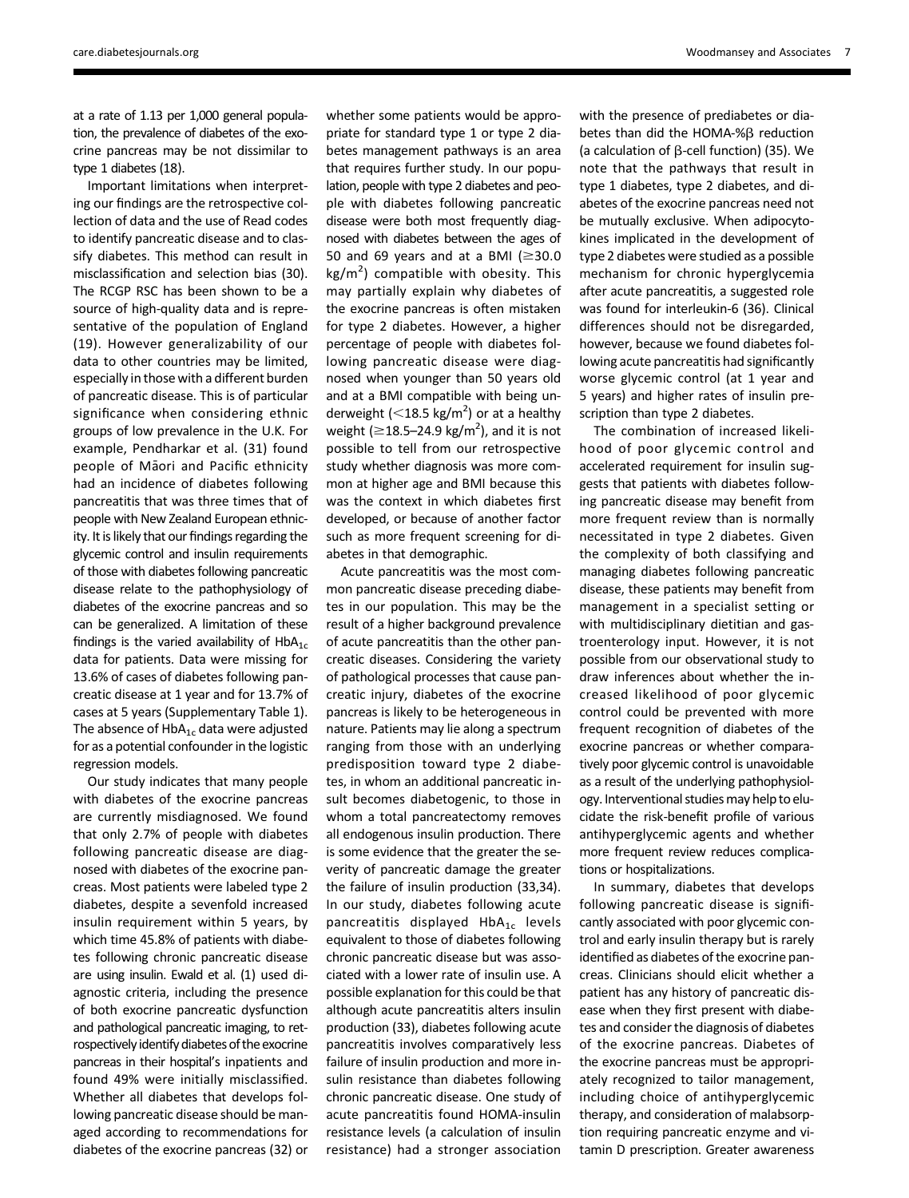at a rate of 1.13 per 1,000 general population, the prevalence of diabetes of the exocrine pancreas may be not dissimilar to type 1 diabetes (18).

Important limitations when interpreting our findings are the retrospective collection of data and the use of Read codes to identify pancreatic disease and to classify diabetes. This method can result in misclassification and selection bias (30). The RCGP RSC has been shown to be a source of high-quality data and is representative of the population of England (19). However generalizability of our data to other countries may be limited, especially in those with a different burden of pancreatic disease. This is of particular significance when considering ethnic groups of low prevalence in the U.K. For example, Pendharkar et al. (31) found people of Māori and Pacific ethnicity had an incidence of diabetes following pancreatitis that was three times that of people with New Zealand European ethnicity. It is likely that our findings regarding the glycemic control and insulin requirements of those with diabetes following pancreatic disease relate to the pathophysiology of diabetes of the exocrine pancreas and so can be generalized. A limitation of these findings is the varied availability of $HbA_{1c}$ data for patients. Data were missing for 13.6% of cases of diabetes following pancreatic disease at 1 year and for 13.7% of cases at 5 years (Supplementary Table 1). The absence of $HbA_{1c}$ data were adjusted for as a potential confounder in the logistic regression models.

Our study indicates that many people with diabetes of the exocrine pancreas are currently misdiagnosed. We found that only 2.7% of people with diabetes following pancreatic disease are diagnosed with diabetes of the exocrine pancreas. Most patients were labeled type 2 diabetes, despite a sevenfold increased insulin requirement within 5 years, by which time 45.8% of patients with diabetes following chronic pancreatic disease are using insulin. Ewald et al. (1) used diagnostic criteria, including the presence of both exocrine pancreatic dysfunction and pathological pancreatic imaging, to retrospectively identify diabetes of the exocrine pancreas in their hospital's inpatients and found 49% were initially misclassified. Whether all diabetes that develops following pancreatic disease should be managed according to recommendations for diabetes of the exocrine pancreas (32) or whether some patients would be appropriate for standard type 1 or type 2 diabetes management pathways is an area that requires further study. In our population, people with type 2 diabetes and people with diabetes following pancreatic disease were both most frequently diagnosed with diabetes between the ages of 50 and 69 years and at a BMI ($\geq$30.0 $kg/m^2$) compatible with obesity. This may partially explain why diabetes of the exocrine pancreas is often mistaken for type 2 diabetes. However, a higher percentage of people with diabetes following pancreatic disease were diagnosed when younger than 50 years old and at a BMI compatible with being underweight ($<$18.5 $kg/m^2$) or at a healthy weight ($\geq$18.5–24.9 $kg/m^2$), and it is not possible to tell from our retrospective study whether diagnosis was more common at higher age and BMI because this was the context in which diabetes first developed, or because of another factor such as more frequent screening for diabetes in that demographic.

Acute pancreatitis was the most common pancreatic disease preceding diabetes in our population. This may be the result of a higher background prevalence of acute pancreatitis than the other pancreatic diseases. Considering the variety of pathological processes that cause pancreatic injury, diabetes of the exocrine pancreas is likely to be heterogeneous in nature. Patients may lie along a spectrum ranging from those with an underlying predisposition toward type 2 diabetes, in whom an additional pancreatic insult becomes diabetogenic, to those in whom a total pancreatectomy removes all endogenous insulin production. There is some evidence that the greater the severity of pancreatic damage the greater the failure of insulin production (33,34). In our study, diabetes following acute pancreatitis displayed $HbA_{1c}$ levels equivalent to those of diabetes following chronic pancreatic disease but was associated with a lower rate of insulin use. A possible explanation for this could be that although acute pancreatitis alters insulin production (33), diabetes following acute pancreatitis involves comparatively less failure of insulin production and more insulin resistance than diabetes following chronic pancreatic disease. One study of acute pancreatitis found HOMA-insulin resistance levels (a calculation of insulin resistance) had a stronger association with the presence of prediabetes or diabetes than did the HOMA-%β reduction (a calculation of β-cell function) (35). We note that the pathways that result in type 1 diabetes, type 2 diabetes, and diabetes of the exocrine pancreas need not be mutually exclusive. When adipocytokines implicated in the development of type 2 diabetes were studied as a possible mechanism for chronic hyperglycemia after acute pancreatitis, a suggested role was found for interleukin-6 (36). Clinical differences should not be disregarded, however, because we found diabetes following acute pancreatitis had significantly worse glycemic control (at 1 year and 5 years) and higher rates of insulin prescription than type 2 diabetes.

The combination of increased likelihood of poor glycemic control and accelerated requirement for insulin suggests that patients with diabetes following pancreatic disease may benefit from more frequent review than is normally necessitated in type 2 diabetes. Given the complexity of both classifying and managing diabetes following pancreatic disease, these patients may benefit from management in a specialist setting or with multidisciplinary dietitian and gastroenterology input. However, it is not possible from our observational study to draw inferences about whether the increased likelihood of poor glycemic control could be prevented with more frequent recognition of diabetes of the exocrine pancreas or whether comparatively poor glycemic control is unavoidable as a result of the underlying pathophysiology. Interventional studies may help to elucidate the risk-benefit profile of various antihyperglycemic agents and whether more frequent review reduces complications or hospitalizations.

In summary, diabetes that develops following pancreatic disease is significantly associated with poor glycemic control and early insulin therapy but is rarely identified as diabetes of the exocrine pancreas. Clinicians should elicit whether a patient has any history of pancreatic disease when they first present with diabetes and consider the diagnosis of diabetes of the exocrine pancreas. Diabetes of the exocrine pancreas must be appropriately recognized to tailor management, including choice of antihyperglycemic therapy, and consideration of malabsorption requiring pancreatic enzyme and vitamin D prescription. Greater awareness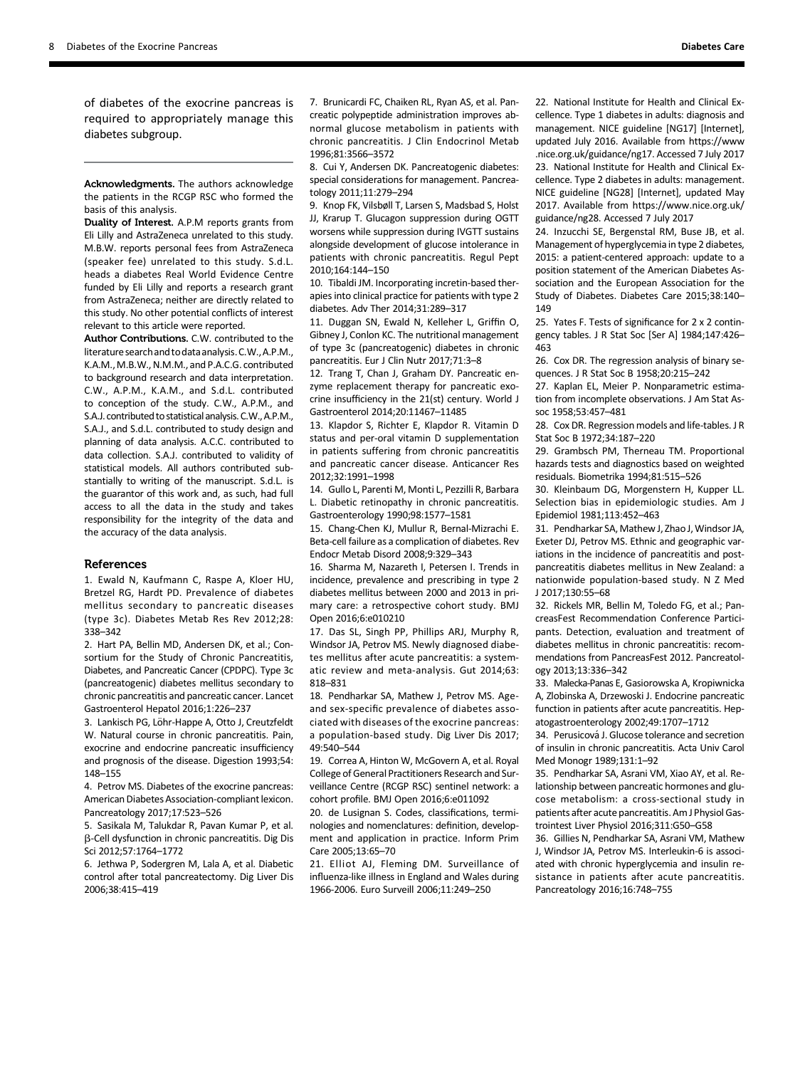of diabetes of the exocrine pancreas is required to appropriately manage this diabetes subgroup.

---

**Acknowledgments.** The authors acknowledge the patients in the RCGP RSC who formed the basis of this analysis.

**Duality of Interest.** A.P.M reports grants from Eli Lilly and AstraZeneca unrelated to this study. M.B.W. reports personal fees from AstraZeneca (speaker fee) unrelated to this study. S.d.L. heads a diabetes Real World Evidence Centre funded by Eli Lilly and reports a research grant from AstraZeneca; neither are directly related to this study. No other potential conflicts of interest relevant to this article were reported.

**Author Contributions.** C.W. contributed to the literature search and to data analysis. C.W., A.P.M., K.A.M., M.B.W., N.M.M., and P.A.C.G. contributed to background research and data interpretation. C.W., A.P.M., K.A.M., and S.d.L. contributed to conception of the study. C.W., A.P.M., and S.A.J. contributed to statistical analysis. C.W., A.P.M., S.A.J., and S.d.L. contributed to study design and planning of data analysis. A.C.C. contributed to data collection. S.A.J. contributed to validity of statistical models. All authors contributed substantially to writing of the manuscript. S.d.L. is the guarantor of this work and, as such, had full access to all the data in the study and takes responsibility for the integrity of the data and the accuracy of the data analysis.

## References

1. Ewald N, Kaufmann C, Raspe A, Kloer HU, Bretzel RG, Hardt PD. Prevalence of diabetes mellitus secondary to pancreatic diseases (type 3c). Diabetes Metab Res Rev 2012;28: 338–342
2. Hart PA, Bellin MD, Andersen DK, et al.; Consortium for the Study of Chronic Pancreatitis, Diabetes, and Pancreatic Cancer (CPDPC). Type 3c (pancreatogenic) diabetes mellitus secondary to chronic pancreatitis and pancreatic cancer. Lancet Gastroenterol Hepatol 2016;1:226–237
3. Lankisch PG, Löhr-Happe A, Otto J, Creutzfeldt W. Natural course in chronic pancreatitis. Pain, exocrine and endocrine pancreatic insufficiency and prognosis of the disease. Digestion 1993;54: 148–155
4. Petrov MS. Diabetes of the exocrine pancreas: American Diabetes Association-compliant lexicon. Pancreatology 2017;17:523–526
5. Sasikala M, Talukdar R, Pavan Kumar P, et al. β-Cell dysfunction in chronic pancreatitis. Dig Dis Sci 2012;57:1764–1772
6. Jethwa P, Sodergren M, Lala A, et al. Diabetic control after total pancreatectomy. Dig Liver Dis 2006;38:415–419
7. Brunicardi FC, Chaiken RL, Ryan AS, et al. Pancreatic polypeptide administration improves abnormal glucose metabolism in patients with chronic pancreatitis. J Clin Endocrinol Metab 1996;81:3566–3572
8. Cui Y, Andersen DK. Pancreatogenic diabetes: special considerations for management. Pancreatology 2011;11:279–294
9. Knop FK, Vilsbøll T, Larsen S, Madsbad S, Holst JJ, Krarup T. Glucagon suppression during OGTT worsens while suppression during IVGTT sustains alongside development of glucose intolerance in patients with chronic pancreatitis. Regul Pept 2010;164:144–150
10. Tibaldi JM. Incorporating incretin-based therapies into clinical practice for patients with type 2 diabetes. Adv Ther 2014;31:289–317
11. Duggan SN, Ewald N, Kelleher L, Griffin O, Gibney J, Conlon KC. The nutritional management of type 3c (pancreatogenic) diabetes in chronic pancreatitis. Eur J Clin Nutr 2017;71:3–8
12. Trang T, Chan J, Graham DY. Pancreatic enzyme replacement therapy for pancreatic exocrine insufficiency in the 21(st) century. World J Gastroenterol 2014;20:11467–11485
13. Klapdor S, Richter E, Klapdor R. Vitamin D status and per-oral vitamin D supplementation in patients suffering from chronic pancreatitis and pancreatic cancer disease. Anticancer Res 2012;32:1991–1998
14. Gullo L, Parenti M, Monti L, Pezzilli R, Barbara L. Diabetic retinopathy in chronic pancreatitis. Gastroenterology 1990;98:1577–1581
15. Chang-Chen KJ, Mullur R, Bernal-Mizrachi E. Beta-cell failure as a complication of diabetes. Rev Endocr Metab Disord 2008;9:329–343
16. Sharma M, Nazareth I, Petersen I. Trends in incidence, prevalence and prescribing in type 2 diabetes mellitus between 2000 and 2013 in primary care: a retrospective cohort study. BMJ Open 2016;6:e010210
17. Das SL, Singh PP, Phillips ARJ, Murphy R, Windsor JA, Petrov MS. Newly diagnosed diabetes mellitus after acute pancreatitis: a systematic review and meta-analysis. Gut 2014;63: 818–831
18. Pendharkar SA, Mathew J, Petrov MS. Age- and sex-specific prevalence of diabetes associated with diseases of the exocrine pancreas: a population-based study. Dig Liver Dis 2017; 49:540–544
19. Correa A, Hinton W, McGovern A, et al. Royal College of General Practitioners Research and Surveillance Centre (RCGP RSC) sentinel network: a cohort profile. BMJ Open 2016;6:e011092
20. de Lusignan S. Codes, classifications, terminologies and nomenclatures: definition, development and application in practice. Inform Prim Care 2005;13:65–70
21. Elliot AJ, Fleming DM. Surveillance of influenza-like illness in England and Wales during 1966-2006. Euro Surveill 2006;11:249–250
22. National Institute for Health and Clinical Excellence. Type 1 diabetes in adults: diagnosis and management. NICE guideline [NG17] [Internet], updated July 2016. Available from https://www.nice.org.uk/guidance/ng17. Accessed 7 July 2017
23. National Institute for Health and Clinical Excellence. Type 2 diabetes in adults: management. NICE guideline [NG28] [Internet], updated May 2017. Available from https://www.nice.org.uk/guidance/ng28. Accessed 7 July 2017
24. Inzucchi SE, Bergenstal RM, Buse JB, et al. Management of hyperglycemia in type 2 diabetes, 2015: a patient-centered approach: update to a position statement of the American Diabetes Association and the European Association for the Study of Diabetes. Diabetes Care 2015;38:140–149
25. Yates F. Tests of significance for 2 x 2 contingency tables. J R Stat Soc [Ser A] 1984;147:426–463
26. Cox DR. The regression analysis of binary sequences. J R Stat Soc B 1958;20:215–242
27. Kaplan EL, Meier P. Nonparametric estimation from incomplete observations. J Am Stat Assoc 1958;53:457–481
28. Cox DR. Regression models and life-tables. J R Stat Soc B 1972;34:187–220
29. Grambsch PM, Therneau TM. Proportional hazards tests and diagnostics based on weighted residuals. Biometrika 1994;81:515–526
30. Kleinbaum DG, Morgenstern H, Kupper LL. Selection bias in epidemiologic studies. Am J Epidemiol 1981;113:452–463
31. Pendharkar SA, Mathew J, Zhao J, Windsor JA, Exeter DJ, Petrov MS. Ethnic and geographic variations in the incidence of pancreatitis and post-pancreatitis diabetes mellitus in New Zealand: a nationwide population-based study. N Z Med J 2017;130:55–68
32. Rickels MR, Bellin M, Toledo FG, et al.; PancreasFest Recommendation Conference Participants. Detection, evaluation and treatment of diabetes mellitus in chronic pancreatitis: recommendations from PancreasFest 2012. Pancreatology 2013;13:336–342
33. Malecka-Panas E, Gasiorowska A, Kropiwnicka A, Zlobinska A, Drzewoski J. Endocrine pancreatic function in patients after acute pancreatitis. Hepatogastroenterology 2002;49:1707–1712
34. Perusicová J. Glucose tolerance and secretion of insulin in chronic pancreatitis. Acta Univ Carol Med Monogr 1989;131:1–92
35. Pendharkar SA, Asrani VM, Xiao AY, et al. Relationship between pancreatic hormones and glucose metabolism: a cross-sectional study in patients after acute pancreatitis. Am J Physiol Gastrointest Liver Physiol 2016;311:G50–G58
36. Gillies N, Pendharkar SA, Asrani VM, Mathew J, Windsor JA, Petrov MS. Interleukin-6 is associated with chronic hyperglycemia and insulin resistance in patients after acute pancreatitis. Pancreatology 2016;16:748–755